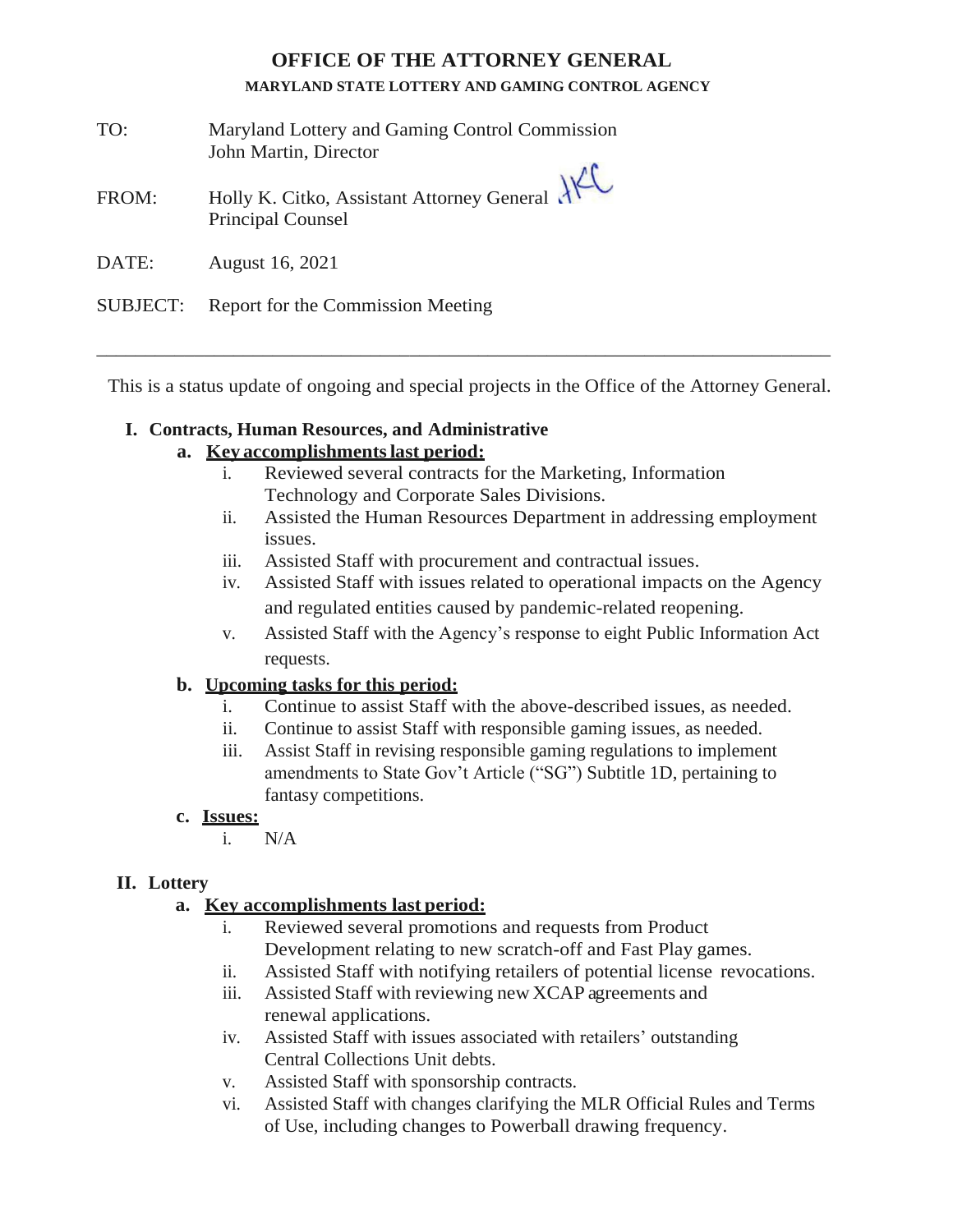# OFFICE OF THE ATTORNEY GENERAL

**MARYLAND STATE LOTTERY AND GAMING CONTROL AGENCY**

TO: Maryland Lottery and Gaming Control Commission
John Martin, Director

FROM: Holly K. Citko, Assistant Attorney General
Principal Counsel

DATE: August 16, 2021

SUBJECT: Report for the Commission Meeting

---

This is a status update of ongoing and special projects in the Office of the Attorney General.

## I. Contracts, Human Resources, and Administrative

### a. Key accomplishments last period:

i. Reviewed several contracts for the Marketing, Information Technology and Corporate Sales Divisions.

ii. Assisted the Human Resources Department in addressing employment issues.

iii. Assisted Staff with procurement and contractual issues.

iv. Assisted Staff with issues related to operational impacts on the Agency and regulated entities caused by pandemic-related reopening.

v. Assisted Staff with the Agency's response to eight Public Information Act requests.

### b. Upcoming tasks for this period:

i. Continue to assist Staff with the above-described issues, as needed.

ii. Continue to assist Staff with responsible gaming issues, as needed.

iii. Assist Staff in revising responsible gaming regulations to implement amendments to State Gov't Article ("SG") Subtitle 1D, pertaining to fantasy competitions.

### c. Issues:

i. N/A

## II. Lottery

### a. Key accomplishments last period:

i. Reviewed several promotions and requests from Product Development relating to new scratch-off and Fast Play games.

ii. Assisted Staff with notifying retailers of potential license revocations.

iii. Assisted Staff with reviewing new XCAP agreements and renewal applications.

iv. Assisted Staff with issues associated with retailers' outstanding Central Collections Unit debts.

v. Assisted Staff with sponsorship contracts.

vi. Assisted Staff with changes clarifying the MLR Official Rules and Terms of Use, including changes to Powerball drawing frequency.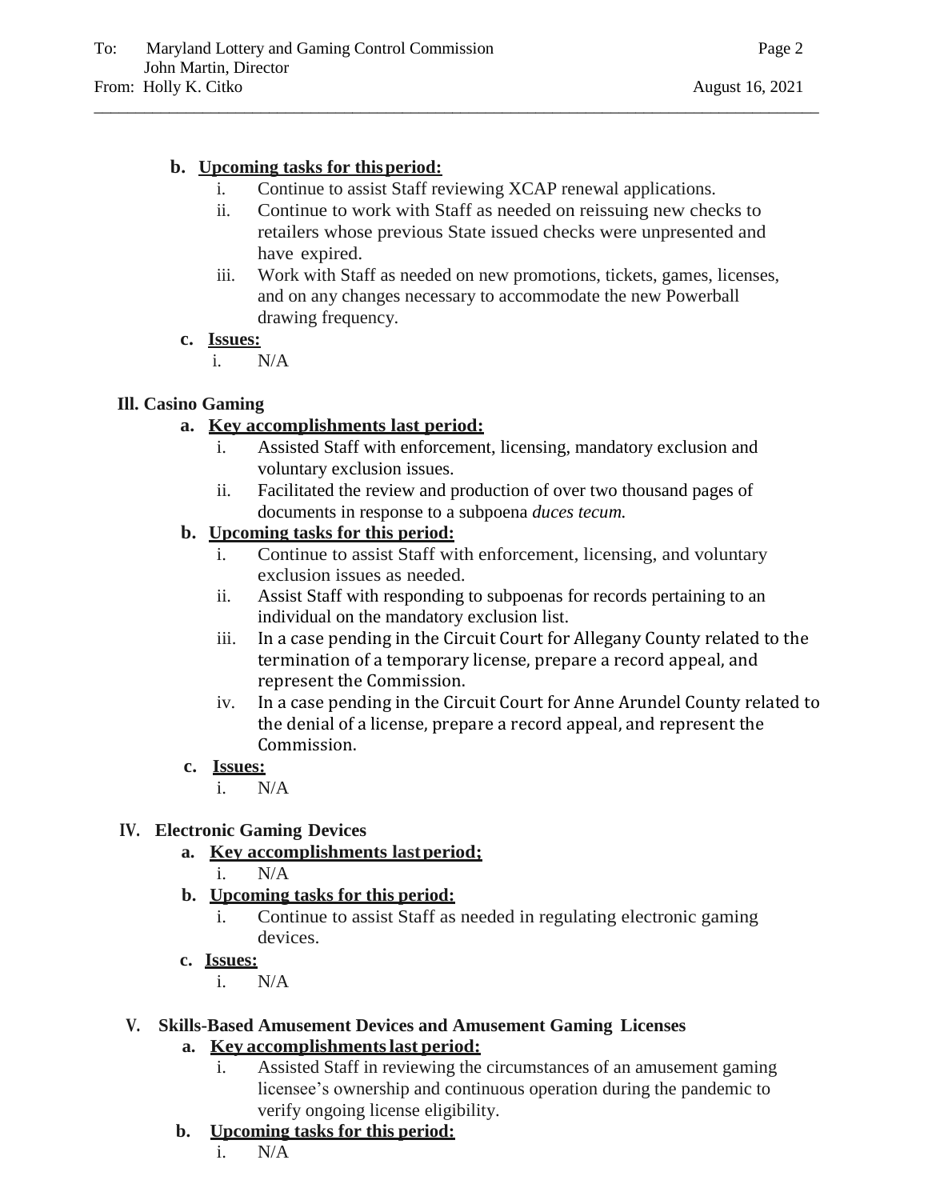**b. Upcoming tasks for this period:**

i. Continue to assist Staff reviewing XCAP renewal applications.

ii. Continue to work with Staff as needed on reissuing new checks to retailers whose previous State issued checks were unpresented and have expired.

iii. Work with Staff as needed on new promotions, tickets, games, licenses, and on any changes necessary to accommodate the new Powerball drawing frequency.

**c. Issues:**

i. N/A

## III. Casino Gaming

**a. Key accomplishments last period:**

i. Assisted Staff with enforcement, licensing, mandatory exclusion and voluntary exclusion issues.

ii. Facilitated the review and production of over two thousand pages of documents in response to a subpoena *duces tecum.*

**b. Upcoming tasks for this period:**

i. Continue to assist Staff with enforcement, licensing, and voluntary exclusion issues as needed.

ii. Assist Staff with responding to subpoenas for records pertaining to an individual on the mandatory exclusion list.

iii. In a case pending in the Circuit Court for Allegany County related to the termination of a temporary license, prepare a record appeal, and represent the Commission.

iv. In a case pending in the Circuit Court for Anne Arundel County related to the denial of a license, prepare a record appeal, and represent the Commission.

**c. Issues:**

i. N/A

## IV. Electronic Gaming Devices

**a. Key accomplishments last period;**

i. N/A

**b. Upcoming tasks for this period:**

i. Continue to assist Staff as needed in regulating electronic gaming devices.

**c. Issues:**

i. N/A

## V. Skills-Based Amusement Devices and Amusement Gaming Licenses

**a. Key accomplishments last period:**

i. Assisted Staff in reviewing the circumstances of an amusement gaming licensee's ownership and continuous operation during the pandemic to verify ongoing license eligibility.

**b. Upcoming tasks for this period:**

i. N/A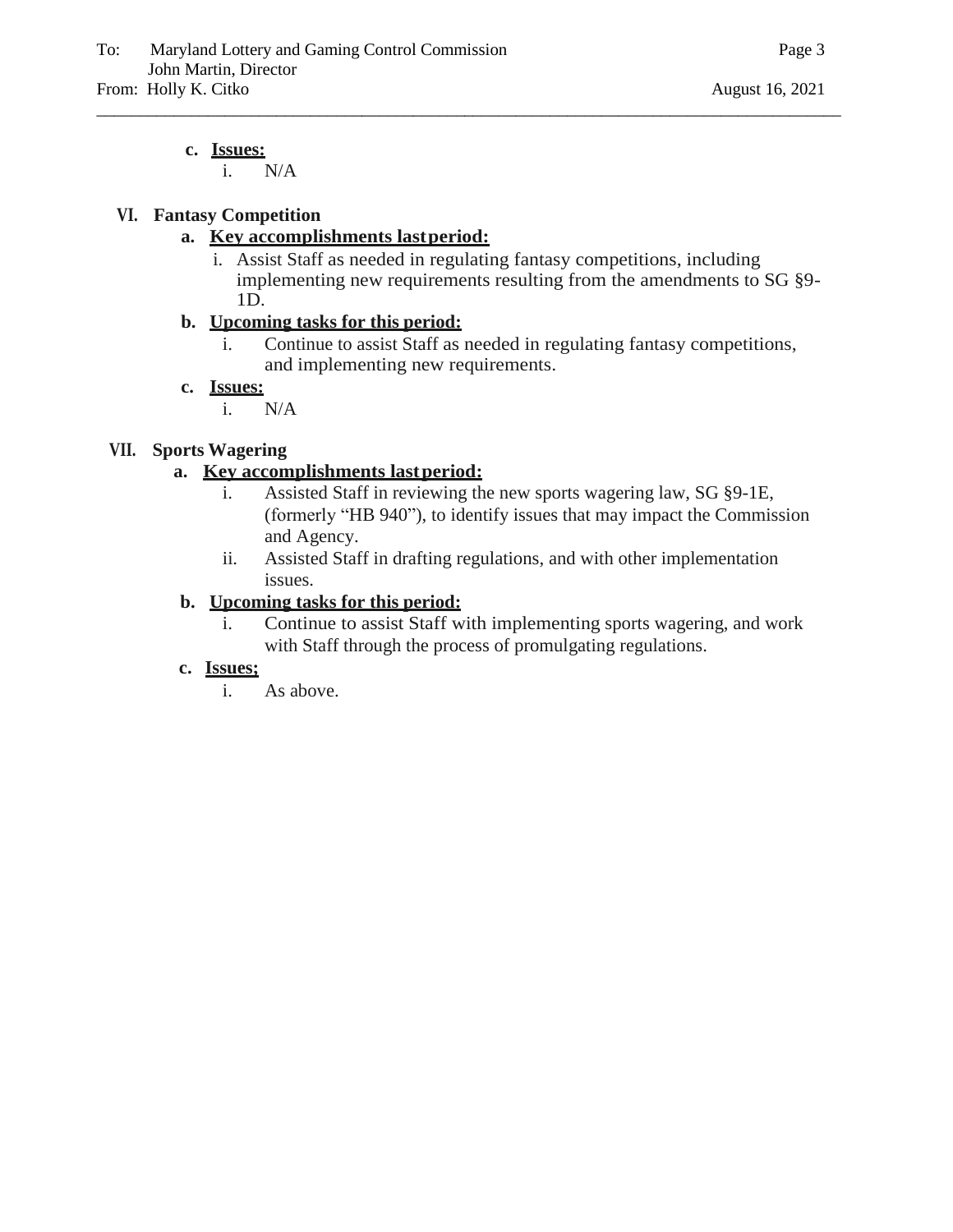c. **Issues:**
   i. N/A

## VI. Fantasy Competition

a. **Key accomplishments last period:**
   i. Assist Staff as needed in regulating fantasy competitions, including implementing new requirements resulting from the amendments to SG §9-1D.

b. **Upcoming tasks for this period:**
   i. Continue to assist Staff as needed in regulating fantasy competitions, and implementing new requirements.

c. **Issues:**
   i. N/A

## VII. Sports Wagering

a. **Key accomplishments last period:**
   i. Assisted Staff in reviewing the new sports wagering law, SG §9-1E, (formerly "HB 940"), to identify issues that may impact the Commission and Agency.
   ii. Assisted Staff in drafting regulations, and with other implementation issues.

b. **Upcoming tasks for this period:**
   i. Continue to assist Staff with implementing sports wagering, and work with Staff through the process of promulgating regulations.

c. **Issues;**
   i. As above.